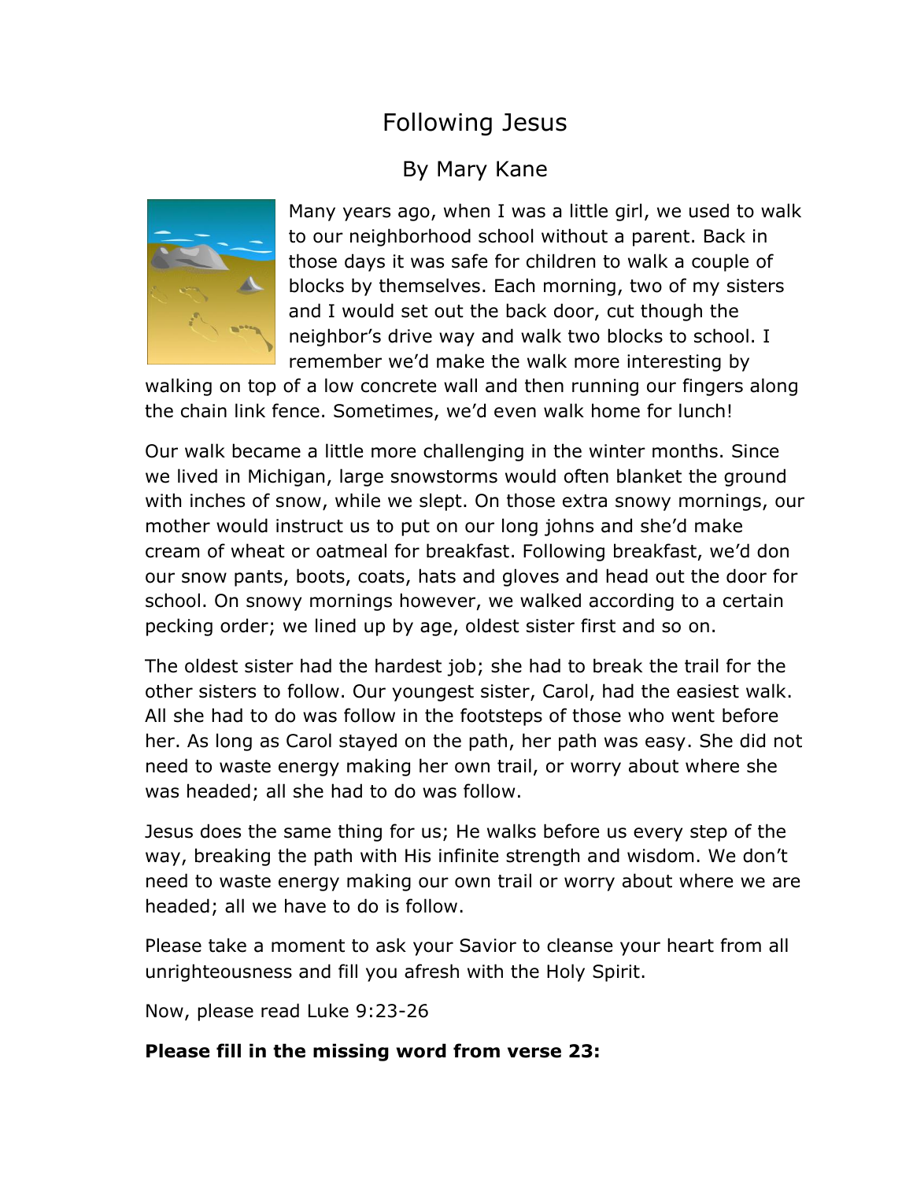# Following Jesus

## By Mary Kane

Many years ago, when I was a little girl, we used to walk to our neighborhood school without a parent. Back in those days it was safe for children to walk a couple of blocks by themselves. Each morning, two of my sisters and I would set out the back door, cut though the neighbor's drive way and walk two blocks to school. I remember we'd make the walk more interesting by walking on top of a low concrete wall and then running our fingers along the chain link fence. Sometimes, we'd even walk home for lunch!

Our walk became a little more challenging in the winter months. Since we lived in Michigan, large snowstorms would often blanket the ground with inches of snow, while we slept. On those extra snowy mornings, our mother would instruct us to put on our long johns and she'd make cream of wheat or oatmeal for breakfast. Following breakfast, we'd don our snow pants, boots, coats, hats and gloves and head out the door for school. On snowy mornings however, we walked according to a certain pecking order; we lined up by age, oldest sister first and so on.

The oldest sister had the hardest job; she had to break the trail for the other sisters to follow. Our youngest sister, Carol, had the easiest walk. All she had to do was follow in the footsteps of those who went before her. As long as Carol stayed on the path, her path was easy. She did not need to waste energy making her own trail, or worry about where she was headed; all she had to do was follow.

Jesus does the same thing for us; He walks before us every step of the way, breaking the path with His infinite strength and wisdom. We don't need to waste energy making our own trail or worry about where we are headed; all we have to do is follow.

Please take a moment to ask your Savior to cleanse your heart from all unrighteousness and fill you afresh with the Holy Spirit.

Now, please read Luke 9:23-26

**Please fill in the missing word from verse 23:**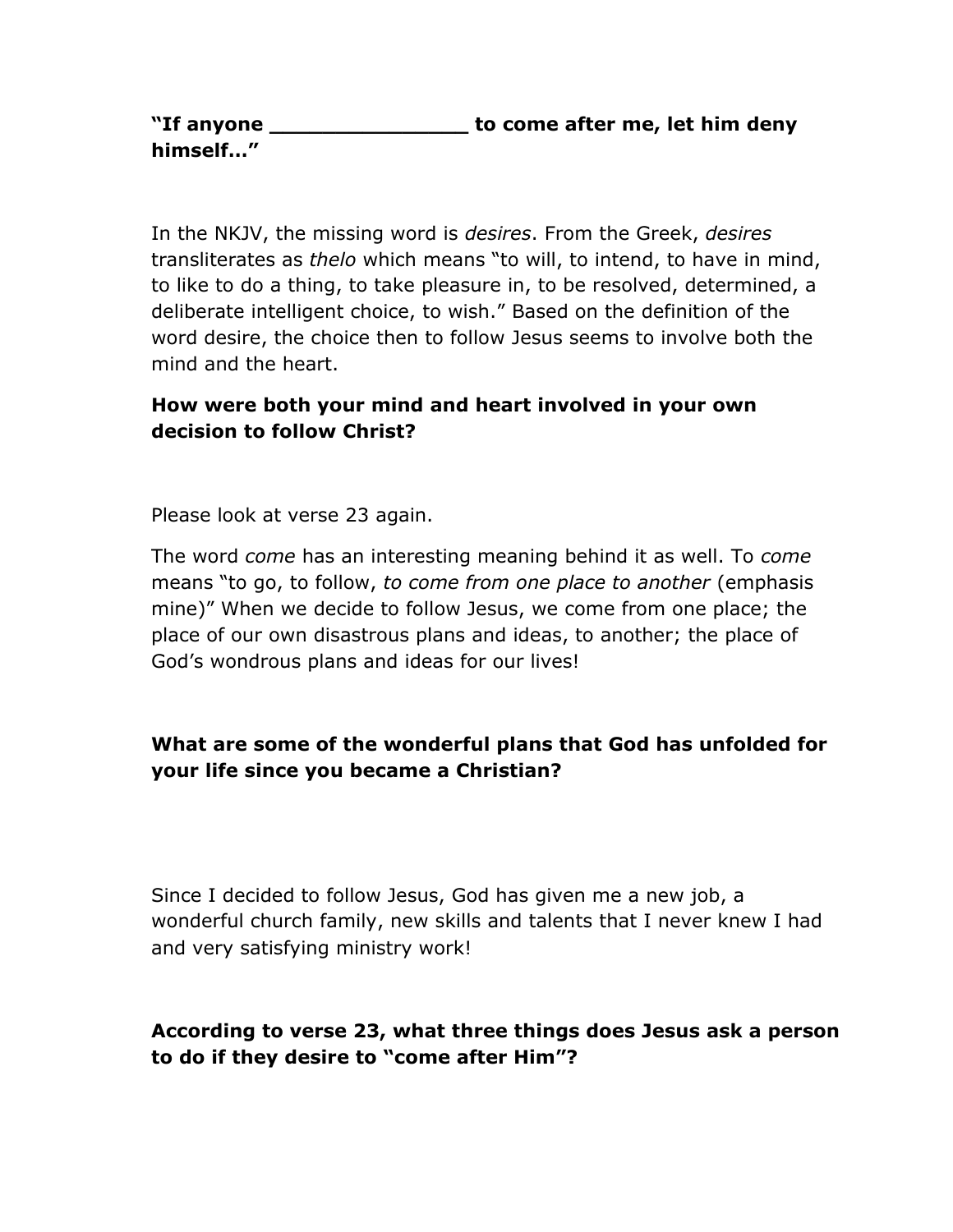**"If anyone _______________ to come after me, let him deny himself…"**

In the NKJV, the missing word is *desires*. From the Greek, *desires* transliterates as *thelo* which means "to will, to intend, to have in mind, to like to do a thing, to take pleasure in, to be resolved, determined, a deliberate intelligent choice, to wish." Based on the definition of the word desire, the choice then to follow Jesus seems to involve both the mind and the heart.

**How were both your mind and heart involved in your own decision to follow Christ?**

Please look at verse 23 again.

The word *come* has an interesting meaning behind it as well. To *come* means "to go, to follow, *to come from one place to another* (emphasis mine)" When we decide to follow Jesus, we come from one place; the place of our own disastrous plans and ideas, to another; the place of God's wondrous plans and ideas for our lives!

**What are some of the wonderful plans that God has unfolded for your life since you became a Christian?**

Since I decided to follow Jesus, God has given me a new job, a wonderful church family, new skills and talents that I never knew I had and very satisfying ministry work!

**According to verse 23, what three things does Jesus ask a person to do if they desire to "come after Him"?**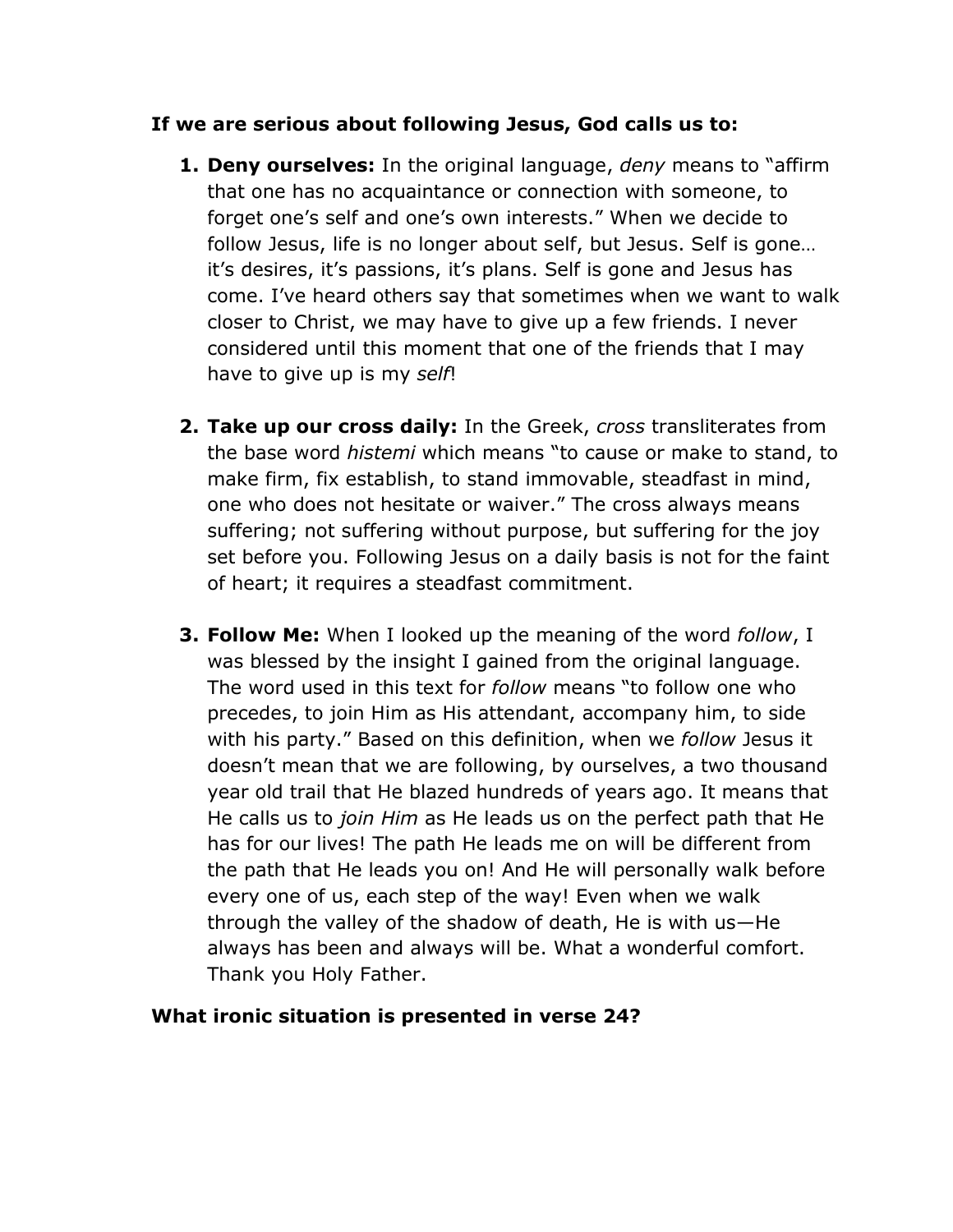**If we are serious about following Jesus, God calls us to:**

1. **Deny ourselves:** In the original language, *deny* means to "affirm that one has no acquaintance or connection with someone, to forget one's self and one's own interests." When we decide to follow Jesus, life is no longer about self, but Jesus. Self is gone… it's desires, it's passions, it's plans. Self is gone and Jesus has come. I've heard others say that sometimes when we want to walk closer to Christ, we may have to give up a few friends. I never considered until this moment that one of the friends that I may have to give up is my *self*!

2. **Take up our cross daily:** In the Greek, *cross* transliterates from the base word *histemi* which means "to cause or make to stand, to make firm, fix establish, to stand immovable, steadfast in mind, one who does not hesitate or waiver." The cross always means suffering; not suffering without purpose, but suffering for the joy set before you. Following Jesus on a daily basis is not for the faint of heart; it requires a steadfast commitment.

3. **Follow Me:** When I looked up the meaning of the word *follow*, I was blessed by the insight I gained from the original language. The word used in this text for *follow* means "to follow one who precedes, to join Him as His attendant, accompany him, to side with his party." Based on this definition, when we *follow* Jesus it doesn't mean that we are following, by ourselves, a two thousand year old trail that He blazed hundreds of years ago. It means that He calls us to *join Him* as He leads us on the perfect path that He has for our lives! The path He leads me on will be different from the path that He leads you on! And He will personally walk before every one of us, each step of the way! Even when we walk through the valley of the shadow of death, He is with us—He always has been and always will be. What a wonderful comfort. Thank you Holy Father.

**What ironic situation is presented in verse 24?**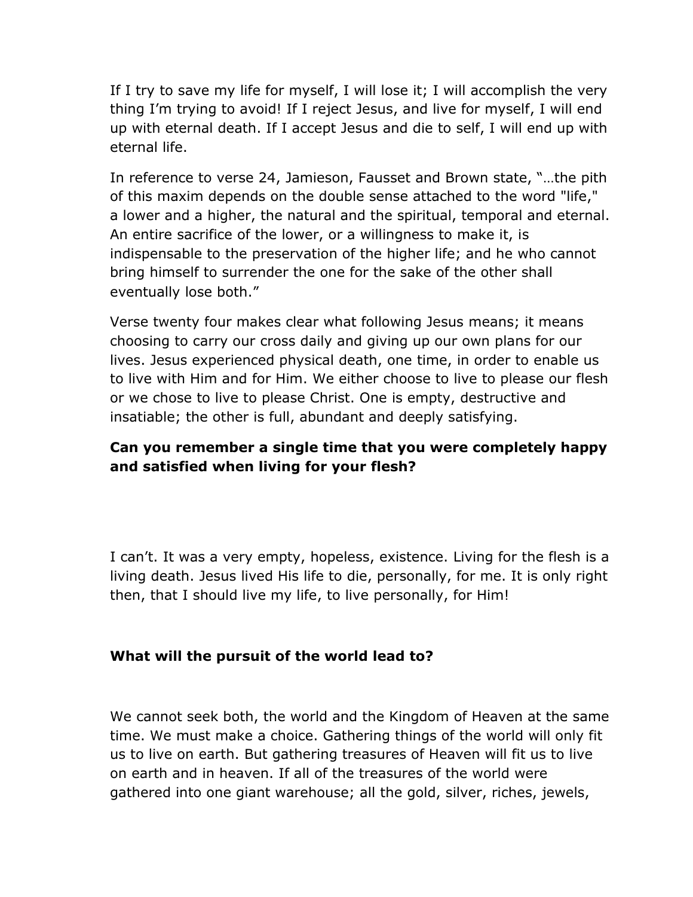If I try to save my life for myself, I will lose it; I will accomplish the very thing I'm trying to avoid! If I reject Jesus, and live for myself, I will end up with eternal death. If I accept Jesus and die to self, I will end up with eternal life.

In reference to verse 24, Jamieson, Fausset and Brown state, "…the pith of this maxim depends on the double sense attached to the word "life," a lower and a higher, the natural and the spiritual, temporal and eternal. An entire sacrifice of the lower, or a willingness to make it, is indispensable to the preservation of the higher life; and he who cannot bring himself to surrender the one for the sake of the other shall eventually lose both."

Verse twenty four makes clear what following Jesus means; it means choosing to carry our cross daily and giving up our own plans for our lives. Jesus experienced physical death, one time, in order to enable us to live with Him and for Him. We either choose to live to please our flesh or we chose to live to please Christ. One is empty, destructive and insatiable; the other is full, abundant and deeply satisfying.

**Can you remember a single time that you were completely happy and satisfied when living for your flesh?**

I can't. It was a very empty, hopeless, existence. Living for the flesh is a living death. Jesus lived His life to die, personally, for me. It is only right then, that I should live my life, to live personally, for Him!

**What will the pursuit of the world lead to?**

We cannot seek both, the world and the Kingdom of Heaven at the same time. We must make a choice. Gathering things of the world will only fit us to live on earth. But gathering treasures of Heaven will fit us to live on earth and in heaven. If all of the treasures of the world were gathered into one giant warehouse; all the gold, silver, riches, jewels,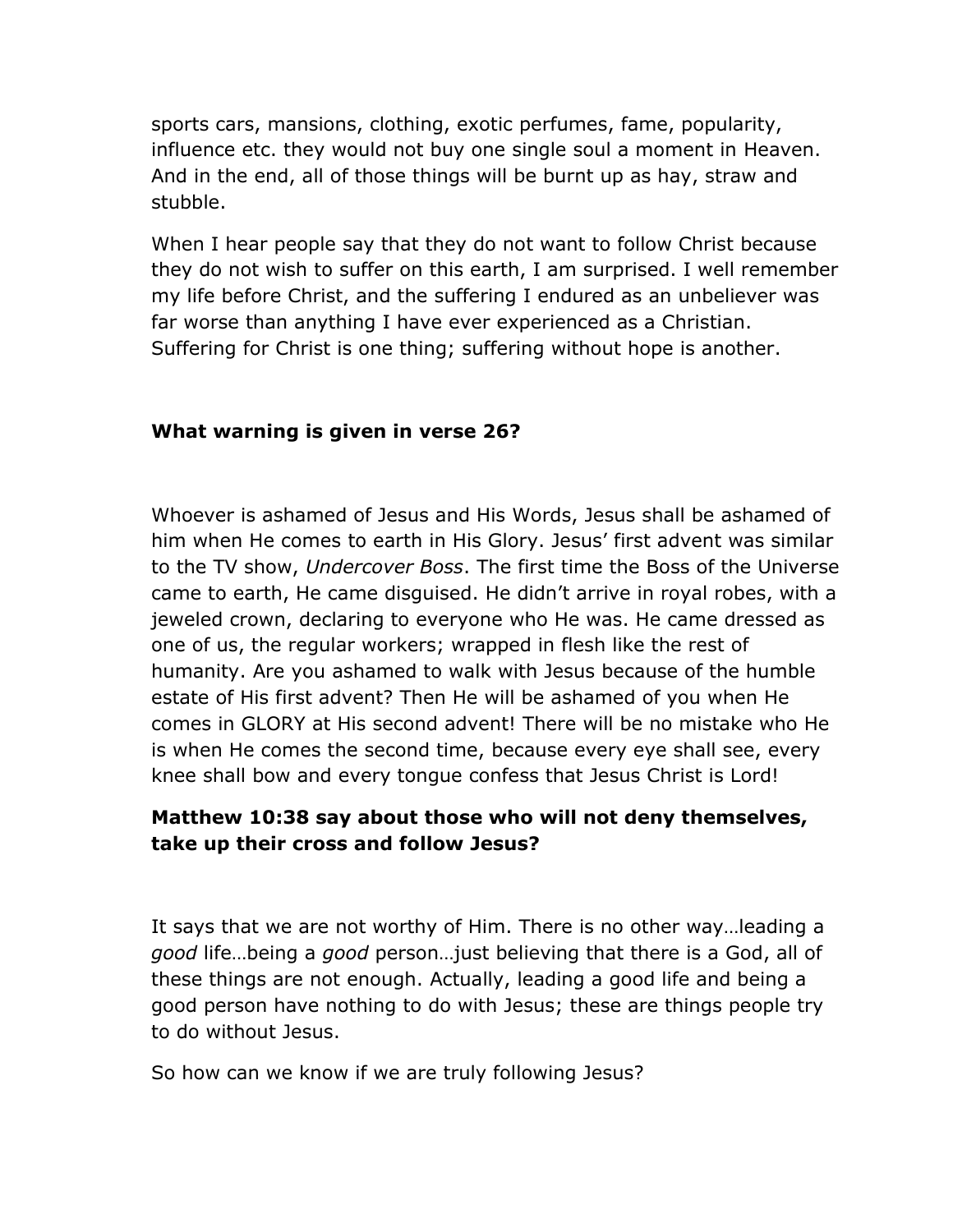sports cars, mansions, clothing, exotic perfumes, fame, popularity, influence etc. they would not buy one single soul a moment in Heaven. And in the end, all of those things will be burnt up as hay, straw and stubble.

When I hear people say that they do not want to follow Christ because they do not wish to suffer on this earth, I am surprised. I well remember my life before Christ, and the suffering I endured as an unbeliever was far worse than anything I have ever experienced as a Christian. Suffering for Christ is one thing; suffering without hope is another.

**What warning is given in verse 26?**

Whoever is ashamed of Jesus and His Words, Jesus shall be ashamed of him when He comes to earth in His Glory. Jesus' first advent was similar to the TV show, *Undercover Boss*. The first time the Boss of the Universe came to earth, He came disguised. He didn't arrive in royal robes, with a jeweled crown, declaring to everyone who He was. He came dressed as one of us, the regular workers; wrapped in flesh like the rest of humanity. Are you ashamed to walk with Jesus because of the humble estate of His first advent? Then He will be ashamed of you when He comes in GLORY at His second advent! There will be no mistake who He is when He comes the second time, because every eye shall see, every knee shall bow and every tongue confess that Jesus Christ is Lord!

**Matthew 10:38 say about those who will not deny themselves, take up their cross and follow Jesus?**

It says that we are not worthy of Him. There is no other way…leading a *good* life…being a *good* person…just believing that there is a God, all of these things are not enough. Actually, leading a good life and being a good person have nothing to do with Jesus; these are things people try to do without Jesus.

So how can we know if we are truly following Jesus?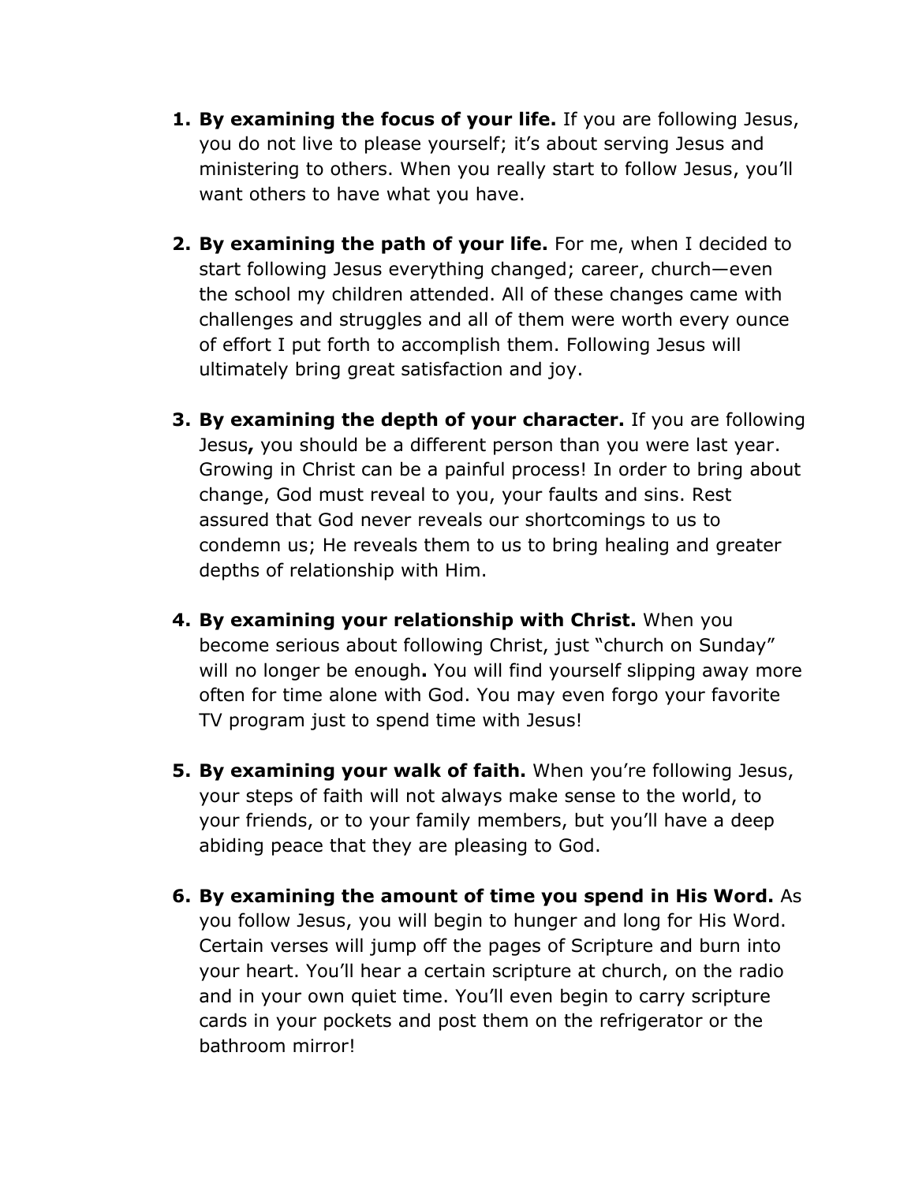1. **By examining the focus of your life.** If you are following Jesus, you do not live to please yourself; it's about serving Jesus and ministering to others. When you really start to follow Jesus, you'll want others to have what you have.

2. **By examining the path of your life.** For me, when I decided to start following Jesus everything changed; career, church—even the school my children attended. All of these changes came with challenges and struggles and all of them were worth every ounce of effort I put forth to accomplish them. Following Jesus will ultimately bring great satisfaction and joy.

3. **By examining the depth of your character.** If you are following Jesus**,** you should be a different person than you were last year. Growing in Christ can be a painful process! In order to bring about change, God must reveal to you, your faults and sins. Rest assured that God never reveals our shortcomings to us to condemn us; He reveals them to us to bring healing and greater depths of relationship with Him.

4. **By examining your relationship with Christ.** When you become serious about following Christ, just "church on Sunday" will no longer be enough**.** You will find yourself slipping away more often for time alone with God. You may even forgo your favorite TV program just to spend time with Jesus!

5. **By examining your walk of faith.** When you're following Jesus, your steps of faith will not always make sense to the world, to your friends, or to your family members, but you'll have a deep abiding peace that they are pleasing to God.

6. **By examining the amount of time you spend in His Word.** As you follow Jesus, you will begin to hunger and long for His Word. Certain verses will jump off the pages of Scripture and burn into your heart. You'll hear a certain scripture at church, on the radio and in your own quiet time. You'll even begin to carry scripture cards in your pockets and post them on the refrigerator or the bathroom mirror!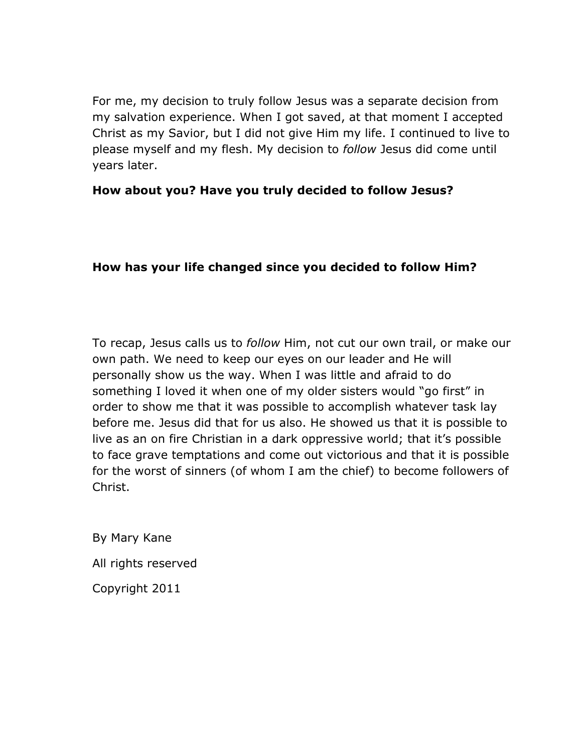For me, my decision to truly follow Jesus was a separate decision from my salvation experience. When I got saved, at that moment I accepted Christ as my Savior, but I did not give Him my life. I continued to live to please myself and my flesh. My decision to *follow* Jesus did come until years later.

**How about you? Have you truly decided to follow Jesus?**

**How has your life changed since you decided to follow Him?**

To recap, Jesus calls us to *follow* Him, not cut our own trail, or make our own path. We need to keep our eyes on our leader and He will personally show us the way. When I was little and afraid to do something I loved it when one of my older sisters would "go first" in order to show me that it was possible to accomplish whatever task lay before me. Jesus did that for us also. He showed us that it is possible to live as an on fire Christian in a dark oppressive world; that it's possible to face grave temptations and come out victorious and that it is possible for the worst of sinners (of whom I am the chief) to become followers of Christ.

By Mary Kane

All rights reserved

Copyright 2011